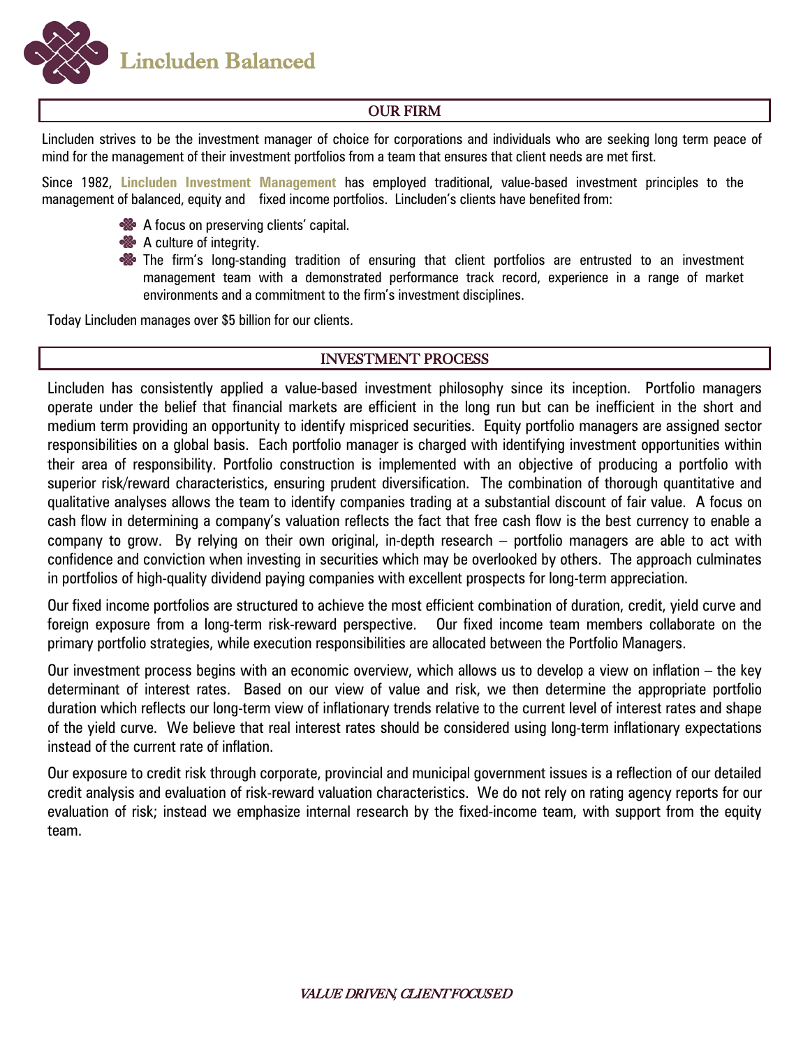# Lincluden Balanced

## OUR FIRM

Lincluden strives to be the investment manager of choice for corporations and individuals who are seeking long term peace of mind for the management of their investment portfolios from a team that ensures that client needs are met first.

Since 1982, **Lincluden Investment Management** has employed traditional, value-based investment principles to the management of balanced, equity and fixed income portfolios. Lincluden's clients have benefited from:

- A focus on preserving clients' capital.
- A culture of integrity.
- The firm's long-standing tradition of ensuring that client portfolios are entrusted to an investment management team with a demonstrated performance track record, experience in a range of market environments and a commitment to the firm's investment disciplines.

Today Lincluden manages over $5 billion for our clients.

## INVESTMENT PROCESS

Lincluden has consistently applied a value-based investment philosophy since its inception. Portfolio managers operate under the belief that financial markets are efficient in the long run but can be inefficient in the short and medium term providing an opportunity to identify mispriced securities. Equity portfolio managers are assigned sector responsibilities on a global basis. Each portfolio manager is charged with identifying investment opportunities within their area of responsibility. Portfolio construction is implemented with an objective of producing a portfolio with superior risk/reward characteristics, ensuring prudent diversification. The combination of thorough quantitative and qualitative analyses allows the team to identify companies trading at a substantial discount of fair value. A focus on cash flow in determining a company's valuation reflects the fact that free cash flow is the best currency to enable a company to grow. By relying on their own original, in-depth research – portfolio managers are able to act with confidence and conviction when investing in securities which may be overlooked by others. The approach culminates in portfolios of high-quality dividend paying companies with excellent prospects for long-term appreciation.

Our fixed income portfolios are structured to achieve the most efficient combination of duration, credit, yield curve and foreign exposure from a long-term risk-reward perspective. Our fixed income team members collaborate on the primary portfolio strategies, while execution responsibilities are allocated between the Portfolio Managers.

Our investment process begins with an economic overview, which allows us to develop a view on inflation – the key determinant of interest rates. Based on our view of value and risk, we then determine the appropriate portfolio duration which reflects our long-term view of inflationary trends relative to the current level of interest rates and shape of the yield curve. We believe that real interest rates should be considered using long-term inflationary expectations instead of the current rate of inflation.

Our exposure to credit risk through corporate, provincial and municipal government issues is a reflection of our detailed credit analysis and evaluation of risk-reward valuation characteristics. We do not rely on rating agency reports for our evaluation of risk; instead we emphasize internal research by the fixed-income team, with support from the equity team.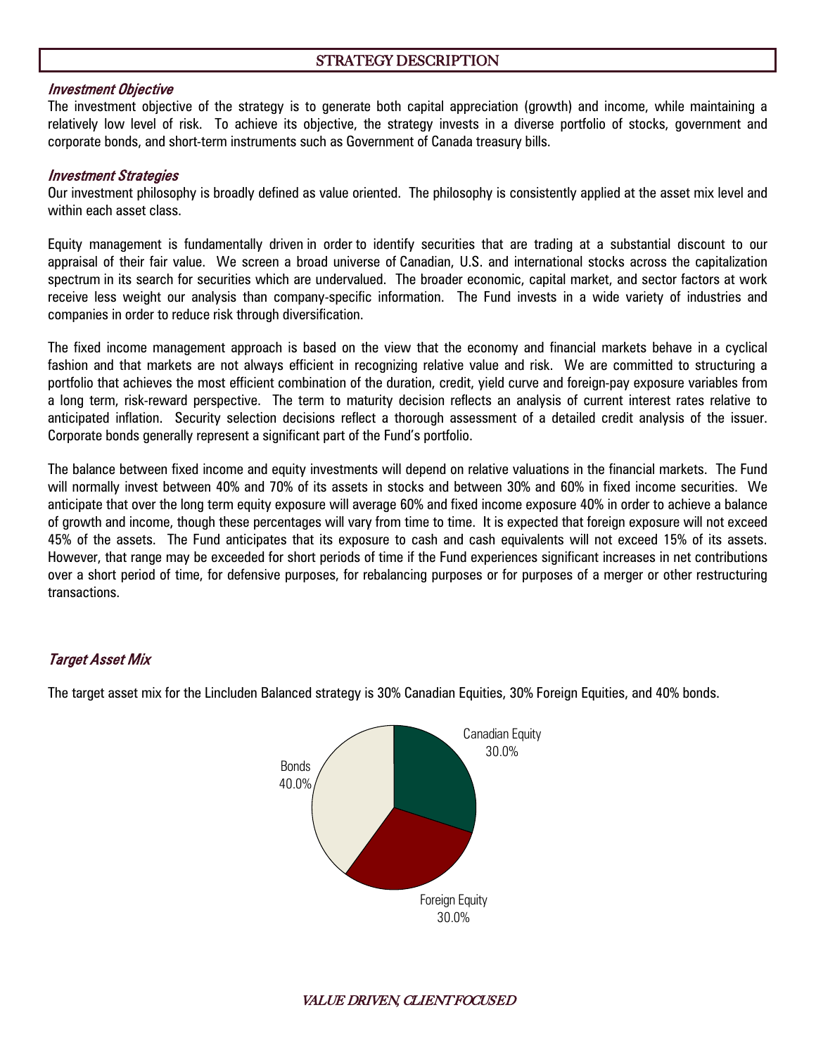## STRATEGY DESCRIPTION

### *Investment Objective*

The investment objective of the strategy is to generate both capital appreciation (growth) and income, while maintaining a relatively low level of risk. To achieve its objective, the strategy invests in a diverse portfolio of stocks, government and corporate bonds, and short-term instruments such as Government of Canada treasury bills.

### *Investment Strategies*

Our investment philosophy is broadly defined as value oriented. The philosophy is consistently applied at the asset mix level and within each asset class.

Equity management is fundamentally driven in order to identify securities that are trading at a substantial discount to our appraisal of their fair value. We screen a broad universe of Canadian, U.S. and international stocks across the capitalization spectrum in its search for securities which are undervalued. The broader economic, capital market, and sector factors at work receive less weight our analysis than company-specific information. The Fund invests in a wide variety of industries and companies in order to reduce risk through diversification.

The fixed income management approach is based on the view that the economy and financial markets behave in a cyclical fashion and that markets are not always efficient in recognizing relative value and risk. We are committed to structuring a portfolio that achieves the most efficient combination of the duration, credit, yield curve and foreign-pay exposure variables from a long term, risk-reward perspective. The term to maturity decision reflects an analysis of current interest rates relative to anticipated inflation. Security selection decisions reflect a thorough assessment of a detailed credit analysis of the issuer. Corporate bonds generally represent a significant part of the Fund's portfolio.

The balance between fixed income and equity investments will depend on relative valuations in the financial markets. The Fund will normally invest between 40% and 70% of its assets in stocks and between 30% and 60% in fixed income securities. We anticipate that over the long term equity exposure will average 60% and fixed income exposure 40% in order to achieve a balance of growth and income, though these percentages will vary from time to time. It is expected that foreign exposure will not exceed 45% of the assets. The Fund anticipates that its exposure to cash and cash equivalents will not exceed 15% of its assets. However, that range may be exceeded for short periods of time if the Fund experiences significant increases in net contributions over a short period of time, for defensive purposes, for rebalancing purposes or for purposes of a merger or other restructuring transactions.

### *Target Asset Mix*

The target asset mix for the Lincluden Balanced strategy is 30% Canadian Equities, 30% Foreign Equities, and 40% bonds.

Canadian Equity
30.0%

Bonds
40.0%

Foreign Equity
30.0%

*VALUE DRIVEN, CLIENT FOCUSED*